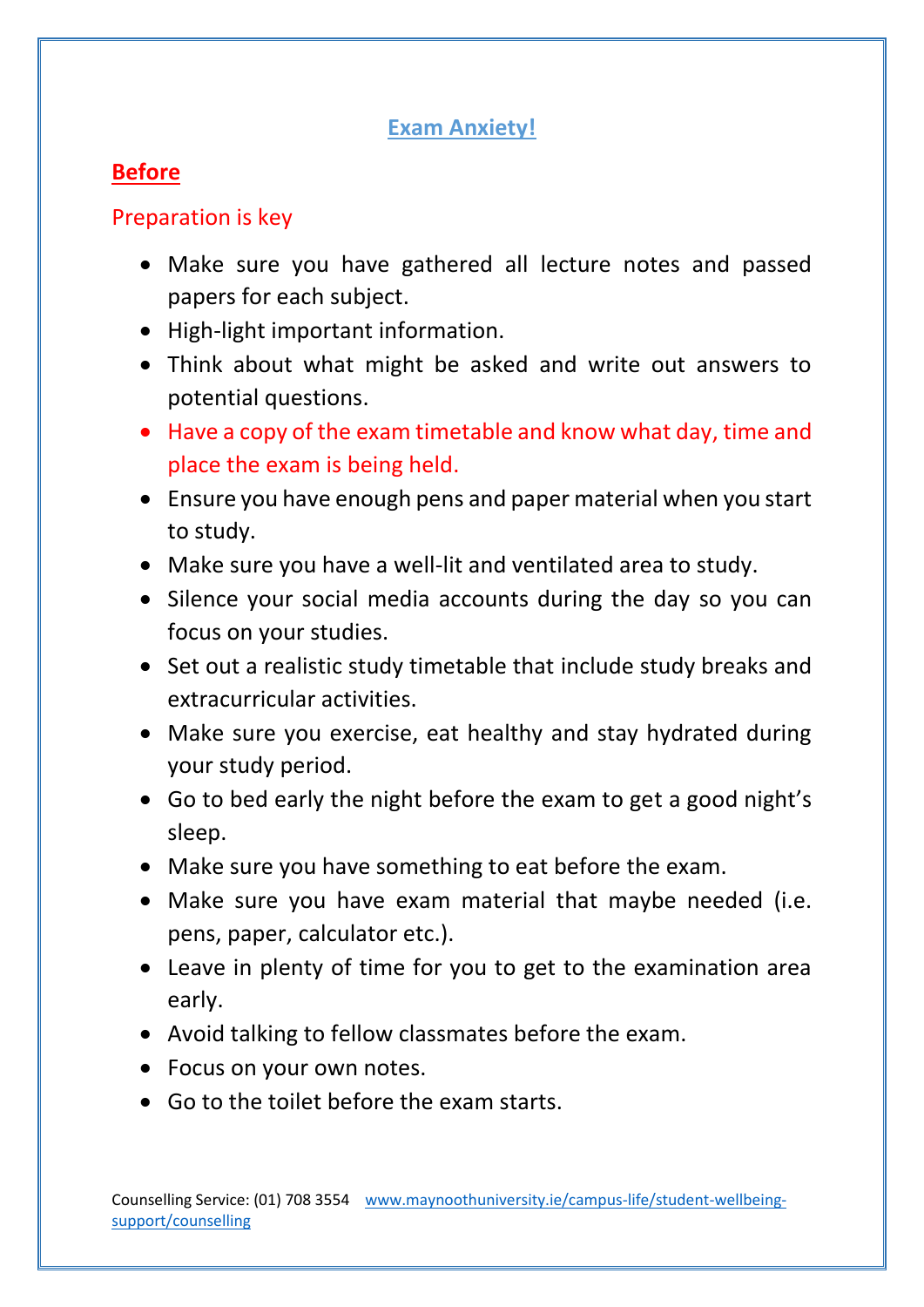# Exam Anxiety!

## Before

### Preparation is key

- Make sure you have gathered all lecture notes and passed papers for each subject.
- High-light important information.
- Think about what might be asked and write out answers to potential questions.
- Have a copy of the exam timetable and know what day, time and place the exam is being held.
- Ensure you have enough pens and paper material when you start to study.
- Make sure you have a well-lit and ventilated area to study.
- Silence your social media accounts during the day so you can focus on your studies.
- Set out a realistic study timetable that include study breaks and extracurricular activities.
- Make sure you exercise, eat healthy and stay hydrated during your study period.
- Go to bed early the night before the exam to get a good night's sleep.
- Make sure you have something to eat before the exam.
- Make sure you have exam material that maybe needed (i.e. pens, paper, calculator etc.).
- Leave in plenty of time for you to get to the examination area early.
- Avoid talking to fellow classmates before the exam.
- Focus on your own notes.
- Go to the toilet before the exam starts.

Counselling Service: (01) 708 3554 www.maynoothuniversity.ie/campus-life/student-wellbeing-support/counselling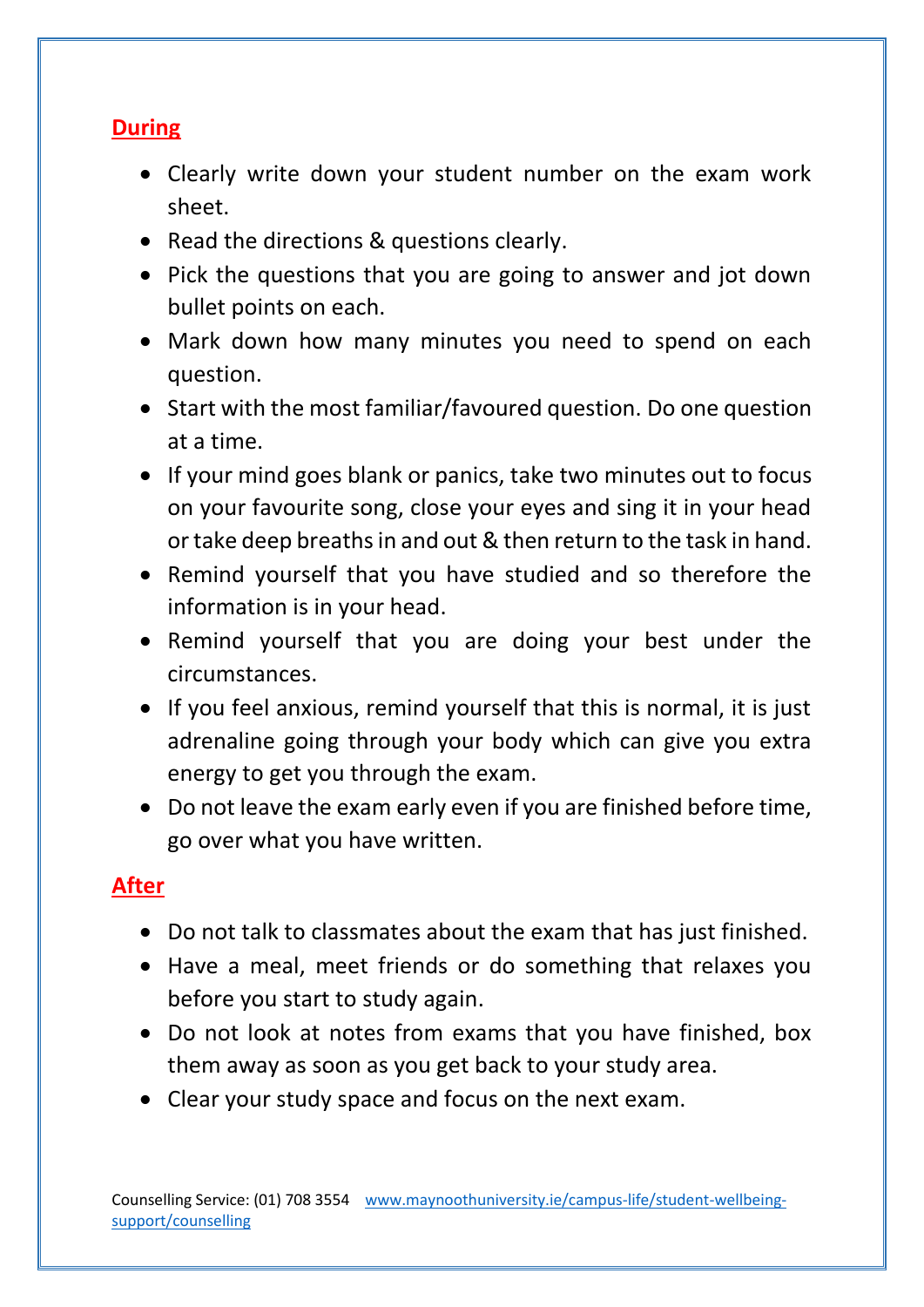## During

- Clearly write down your student number on the exam work sheet.
- Read the directions & questions clearly.
- Pick the questions that you are going to answer and jot down bullet points on each.
- Mark down how many minutes you need to spend on each question.
- Start with the most familiar/favoured question. Do one question at a time.
- If your mind goes blank or panics, take two minutes out to focus on your favourite song, close your eyes and sing it in your head or take deep breaths in and out & then return to the task in hand.
- Remind yourself that you have studied and so therefore the information is in your head.
- Remind yourself that you are doing your best under the circumstances.
- If you feel anxious, remind yourself that this is normal, it is just adrenaline going through your body which can give you extra energy to get you through the exam.
- Do not leave the exam early even if you are finished before time, go over what you have written.

## After

- Do not talk to classmates about the exam that has just finished.
- Have a meal, meet friends or do something that relaxes you before you start to study again.
- Do not look at notes from exams that you have finished, box them away as soon as you get back to your study area.
- Clear your study space and focus on the next exam.

Counselling Service: (01) 708 3554 www.maynoothuniversity.ie/campus-life/student-wellbeing-support/counselling